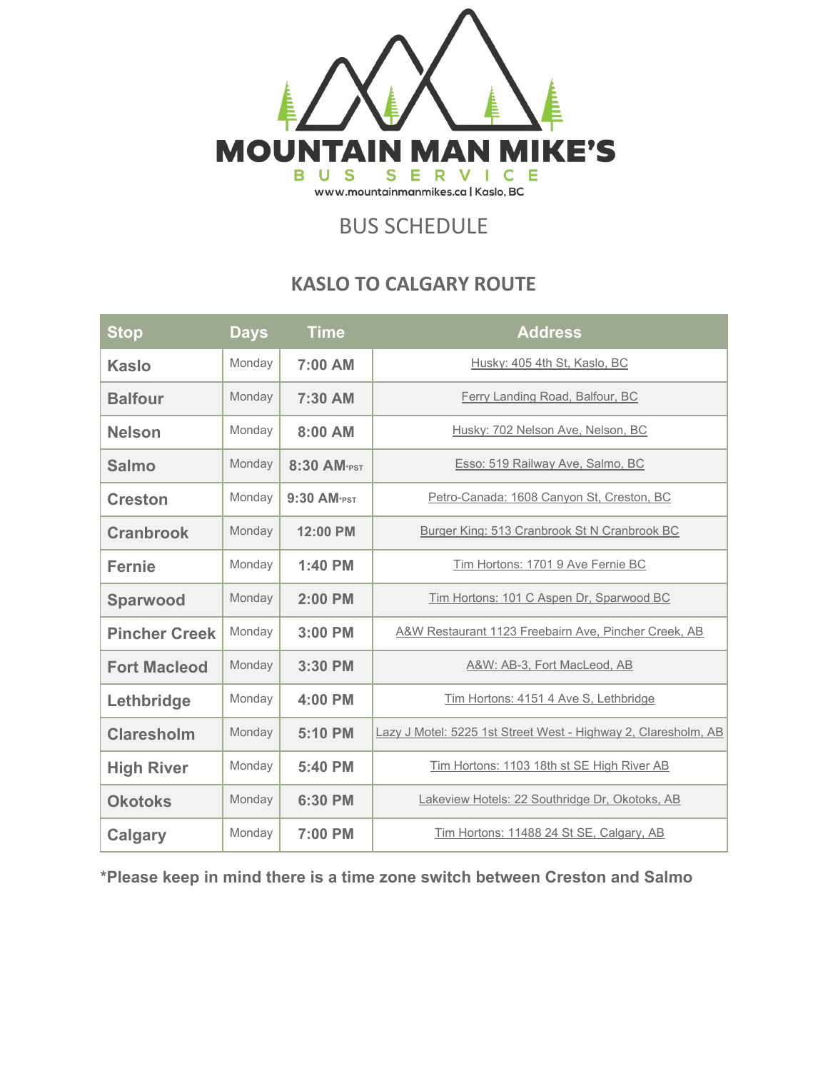# MOUNTAIN MAN MIKE'S

BUS SERVICE

www.mountainmanmikes.ca | Kaslo, BC

## BUS SCHEDULE

### KASLO TO CALGARY ROUTE

| Stop | Days | Time | Address |
|---|---|---|---|
| **Kaslo** | Monday | **7:00 AM** | Husky: 405 4th St, Kaslo, BC |
| **Balfour** | Monday | **7:30 AM** | Ferry Landing Road, Balfour, BC |
| **Nelson** | Monday | **8:00 AM** | Husky: 702 Nelson Ave, Nelson, BC |
| **Salmo** | Monday | **8:30 AM***PST | Esso: 519 Railway Ave, Salmo, BC |
| **Creston** | Monday | **9:30 AM***PST | Petro-Canada: 1608 Canyon St, Creston, BC |
| **Cranbrook** | Monday | **12:00 PM** | Burger King: 513 Cranbrook St N Cranbrook BC |
| **Fernie** | Monday | **1:40 PM** | Tim Hortons: 1701 9 Ave Fernie BC |
| **Sparwood** | Monday | **2:00 PM** | Tim Hortons: 101 C Aspen Dr, Sparwood BC |
| **Pincher Creek** | Monday | **3:00 PM** | A&W Restaurant 1123 Freebairn Ave, Pincher Creek, AB |
| **Fort Macleod** | Monday | **3:30 PM** | A&W: AB-3, Fort MacLeod, AB |
| **Lethbridge** | Monday | **4:00 PM** | Tim Hortons: 4151 4 Ave S, Lethbridge |
| **Claresholm** | Monday | **5:10 PM** | Lazy J Motel: 5225 1st Street West - Highway 2, Claresholm, AB |
| **High River** | Monday | **5:40 PM** | Tim Hortons: 1103 18th st SE High River AB |
| **Okotoks** | Monday | **6:30 PM** | Lakeview Hotels: 22 Southridge Dr, Okotoks, AB |
| **Calgary** | Monday | **7:00 PM** | Tim Hortons: 11488 24 St SE, Calgary, AB |

***Please keep in mind there is a time zone switch between Creston and Salmo**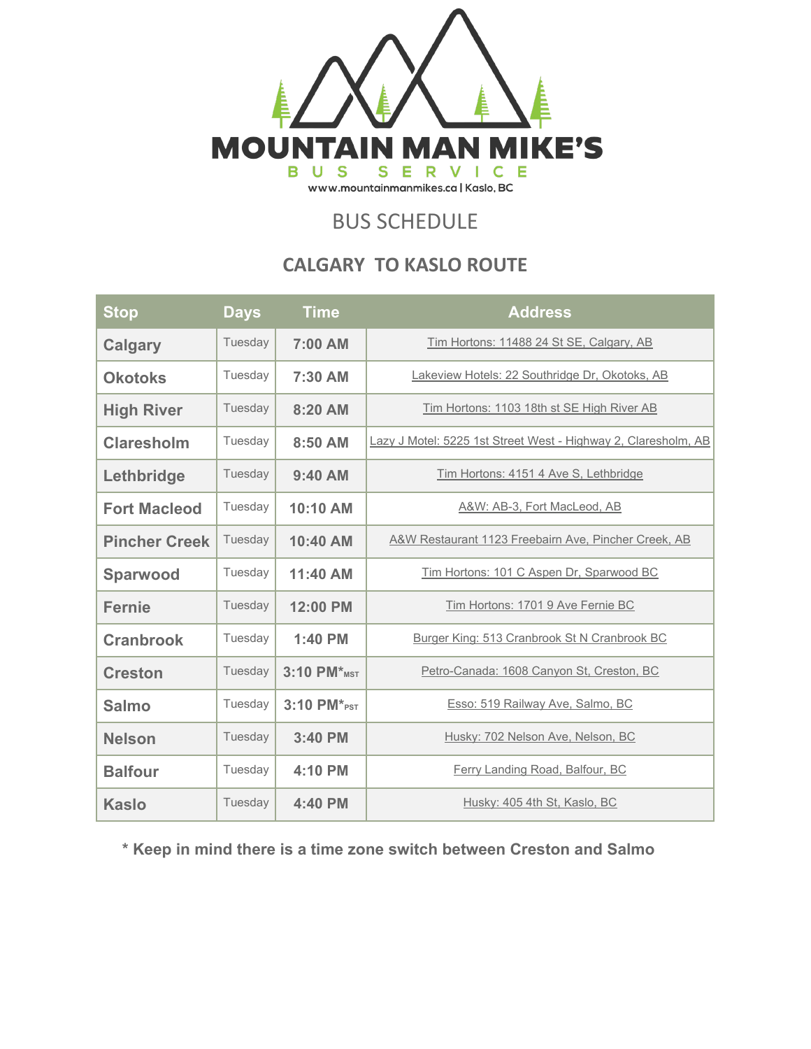MOUNTAIN MAN MIKE'S

BUS SERVICE

www.mountainmanmikes.ca | Kaslo, BC

# BUS SCHEDULE

## CALGARY TO KASLO ROUTE

| Stop | Days | Time | Address |
|---|---|---|---|
| **Calgary** | Tuesday | **7:00 AM** | Tim Hortons: 11488 24 St SE, Calgary, AB |
| **Okotoks** | Tuesday | **7:30 AM** | Lakeview Hotels: 22 Southridge Dr, Okotoks, AB |
| **High River** | Tuesday | **8:20 AM** | Tim Hortons: 1103 18th st SE High River AB |
| **Claresholm** | Tuesday | **8:50 AM** | Lazy J Motel: 5225 1st Street West - Highway 2, Claresholm, AB |
| **Lethbridge** | Tuesday | **9:40 AM** | Tim Hortons: 4151 4 Ave S, Lethbridge |
| **Fort Macleod** | Tuesday | **10:10 AM** | A&W: AB-3, Fort MacLeod, AB |
| **Pincher Creek** | Tuesday | **10:40 AM** | A&W Restaurant 1123 Freebairn Ave, Pincher Creek, AB |
| **Sparwood** | Tuesday | **11:40 AM** | Tim Hortons: 101 C Aspen Dr, Sparwood BC |
| **Fernie** | Tuesday | **12:00 PM** | Tim Hortons: 1701 9 Ave Fernie BC |
| **Cranbrook** | Tuesday | **1:40 PM** | Burger King: 513 Cranbrook St N Cranbrook BC |
| **Creston** | Tuesday | **3:10 PM*** MST | Petro-Canada: 1608 Canyon St, Creston, BC |
| **Salmo** | Tuesday | **3:10 PM*** PST | Esso: 519 Railway Ave, Salmo, BC |
| **Nelson** | Tuesday | **3:40 PM** | Husky: 702 Nelson Ave, Nelson, BC |
| **Balfour** | Tuesday | **4:10 PM** | Ferry Landing Road, Balfour, BC |
| **Kaslo** | Tuesday | **4:40 PM** | Husky: 405 4th St, Kaslo, BC |

**\* Keep in mind there is a time zone switch between Creston and Salmo**